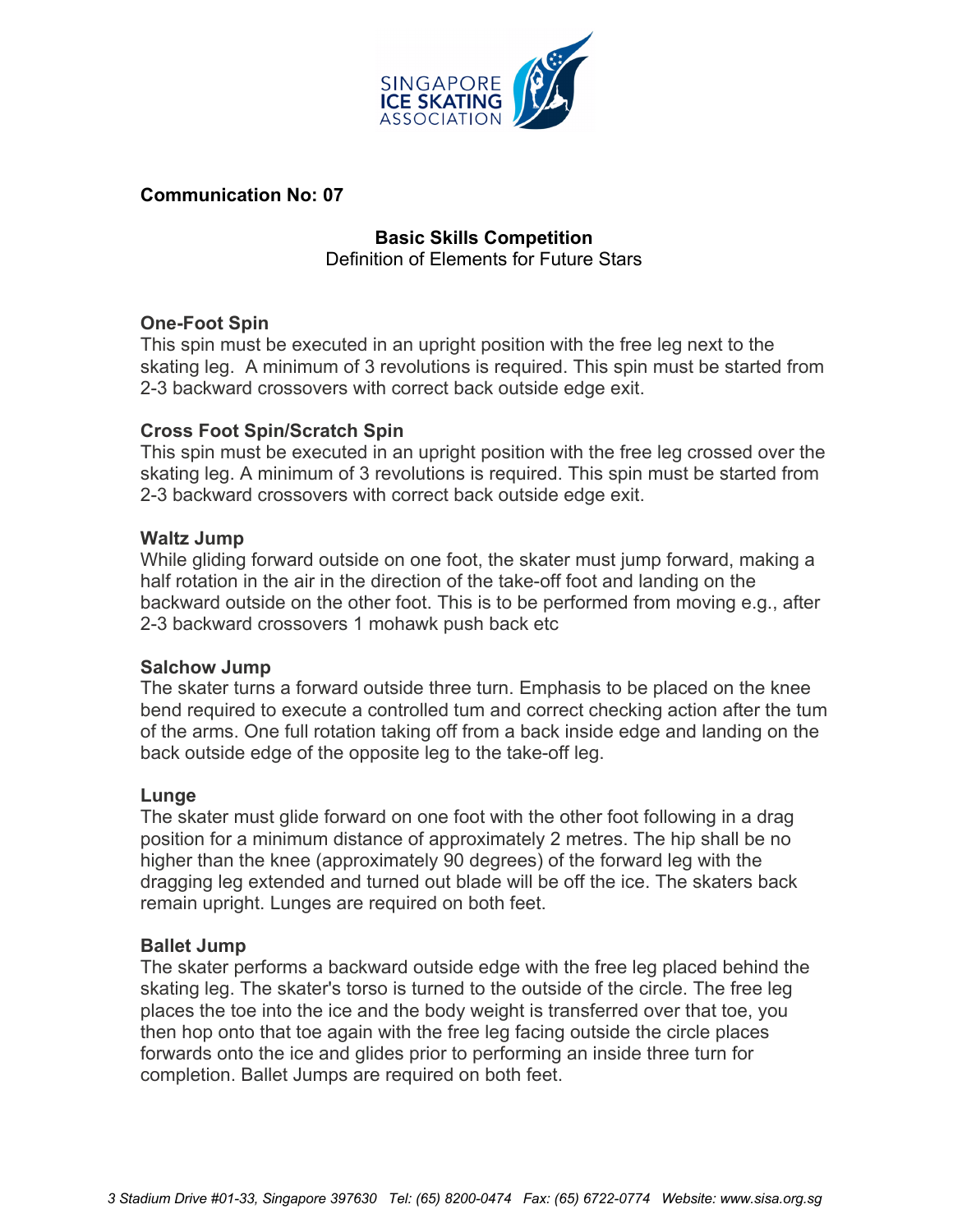**Communication No: 07**

**Basic Skills Competition**
Definition of Elements for Future Stars

**One-Foot Spin**
This spin must be executed in an upright position with the free leg next to the skating leg. A minimum of 3 revolutions is required. This spin must be started from 2-3 backward crossovers with correct back outside edge exit.

**Cross Foot Spin/Scratch Spin**
This spin must be executed in an upright position with the free leg crossed over the skating leg. A minimum of 3 revolutions is required. This spin must be started from 2-3 backward crossovers with correct back outside edge exit.

**Waltz Jump**
While gliding forward outside on one foot, the skater must jump forward, making a half rotation in the air in the direction of the take-off foot and landing on the backward outside on the other foot. This is to be performed from moving e.g., after 2-3 backward crossovers 1 mohawk push back etc

**Salchow Jump**
The skater turns a forward outside three turn. Emphasis to be placed on the knee bend required to execute a controlled tum and correct checking action after the tum of the arms. One full rotation taking off from a back inside edge and landing on the back outside edge of the opposite leg to the take-off leg.

**Lunge**
The skater must glide forward on one foot with the other foot following in a drag position for a minimum distance of approximately 2 metres. The hip shall be no higher than the knee (approximately 90 degrees) of the forward leg with the dragging leg extended and turned out blade will be off the ice. The skaters back remain upright. Lunges are required on both feet.

**Ballet Jump**
The skater performs a backward outside edge with the free leg placed behind the skating leg. The skater's torso is turned to the outside of the circle. The free leg places the toe into the ice and the body weight is transferred over that toe, you then hop onto that toe again with the free leg facing outside the circle places forwards onto the ice and glides prior to performing an inside three turn for completion. Ballet Jumps are required on both feet.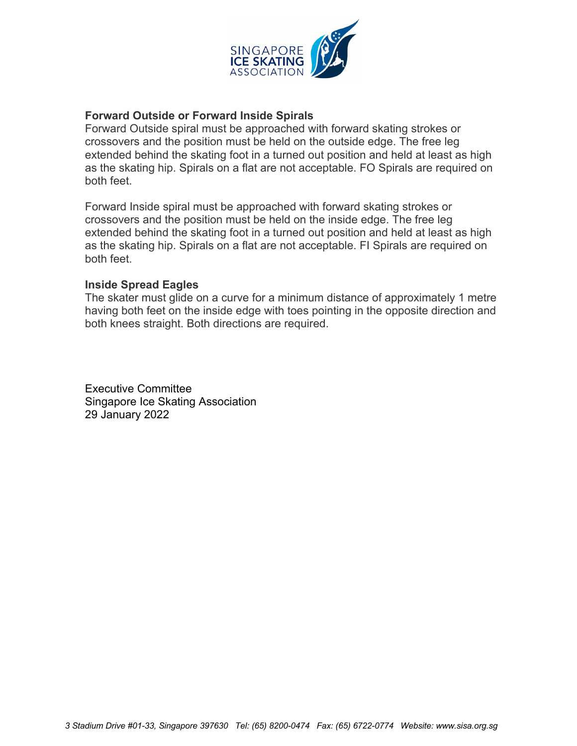**Forward Outside or Forward Inside Spirals**
Forward Outside spiral must be approached with forward skating strokes or crossovers and the position must be held on the outside edge. The free leg extended behind the skating foot in a turned out position and held at least as high as the skating hip. Spirals on a flat are not acceptable. FO Spirals are required on both feet.

Forward Inside spiral must be approached with forward skating strokes or crossovers and the position must be held on the inside edge. The free leg extended behind the skating foot in a turned out position and held at least as high as the skating hip. Spirals on a flat are not acceptable. FI Spirals are required on both feet.

**Inside Spread Eagles**
The skater must glide on a curve for a minimum distance of approximately 1 metre having both feet on the inside edge with toes pointing in the opposite direction and both knees straight. Both directions are required.

Executive Committee
Singapore Ice Skating Association
29 January 2022